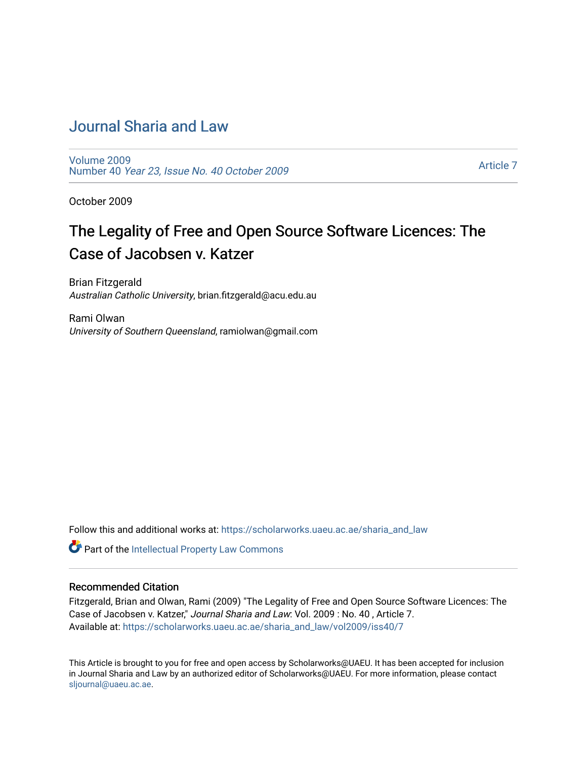# Journal Sharia and Law

Volume 2009
Number 40 *Year 23, Issue No. 40 October 2009*

Article 7

October 2009

## The Legality of Free and Open Source Software Licences: The Case of Jacobsen v. Katzer

Brian Fitzgerald
*Australian Catholic University*, brian.fitzgerald@acu.edu.au

Rami Olwan
*University of Southern Queensland*, ramiolwan@gmail.com

Follow this and additional works at: https://scholarworks.uaeu.ac.ae/sharia_and_law

Part of the Intellectual Property Law Commons

### Recommended Citation

Fitzgerald, Brian and Olwan, Rami (2009) "The Legality of Free and Open Source Software Licences: The Case of Jacobsen v. Katzer," *Journal Sharia and Law*: Vol. 2009 : No. 40 , Article 7.
Available at: https://scholarworks.uaeu.ac.ae/sharia_and_law/vol2009/iss40/7

This Article is brought to you for free and open access by Scholarworks@UAEU. It has been accepted for inclusion in Journal Sharia and Law by an authorized editor of Scholarworks@UAEU. For more information, please contact sljournal@uaeu.ac.ae.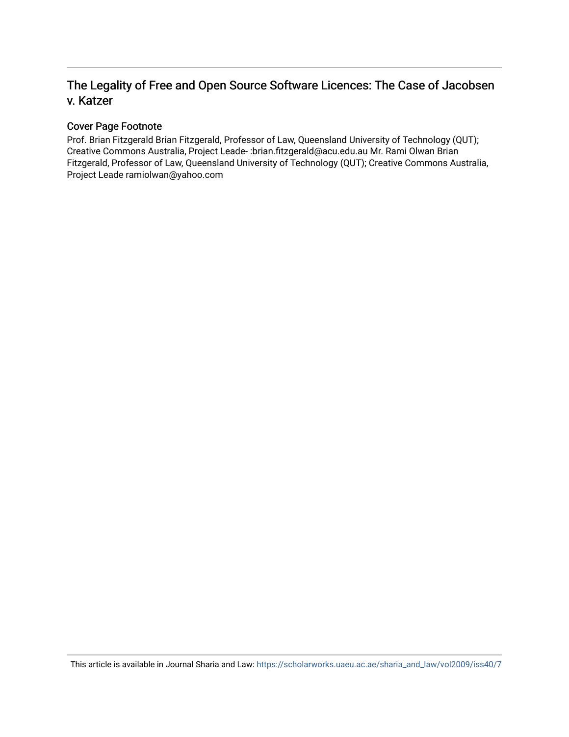# The Legality of Free and Open Source Software Licences: The Case of Jacobsen v. Katzer

## Cover Page Footnote

Prof. Brian Fitzgerald Brian Fitzgerald, Professor of Law, Queensland University of Technology (QUT); Creative Commons Australia, Project Leade- :brian.fitzgerald@acu.edu.au Mr. Rami Olwan Brian Fitzgerald, Professor of Law, Queensland University of Technology (QUT); Creative Commons Australia, Project Leade ramiolwan@yahoo.com

This article is available in Journal Sharia and Law: https://scholarworks.uaeu.ac.ae/sharia_and_law/vol2009/iss40/7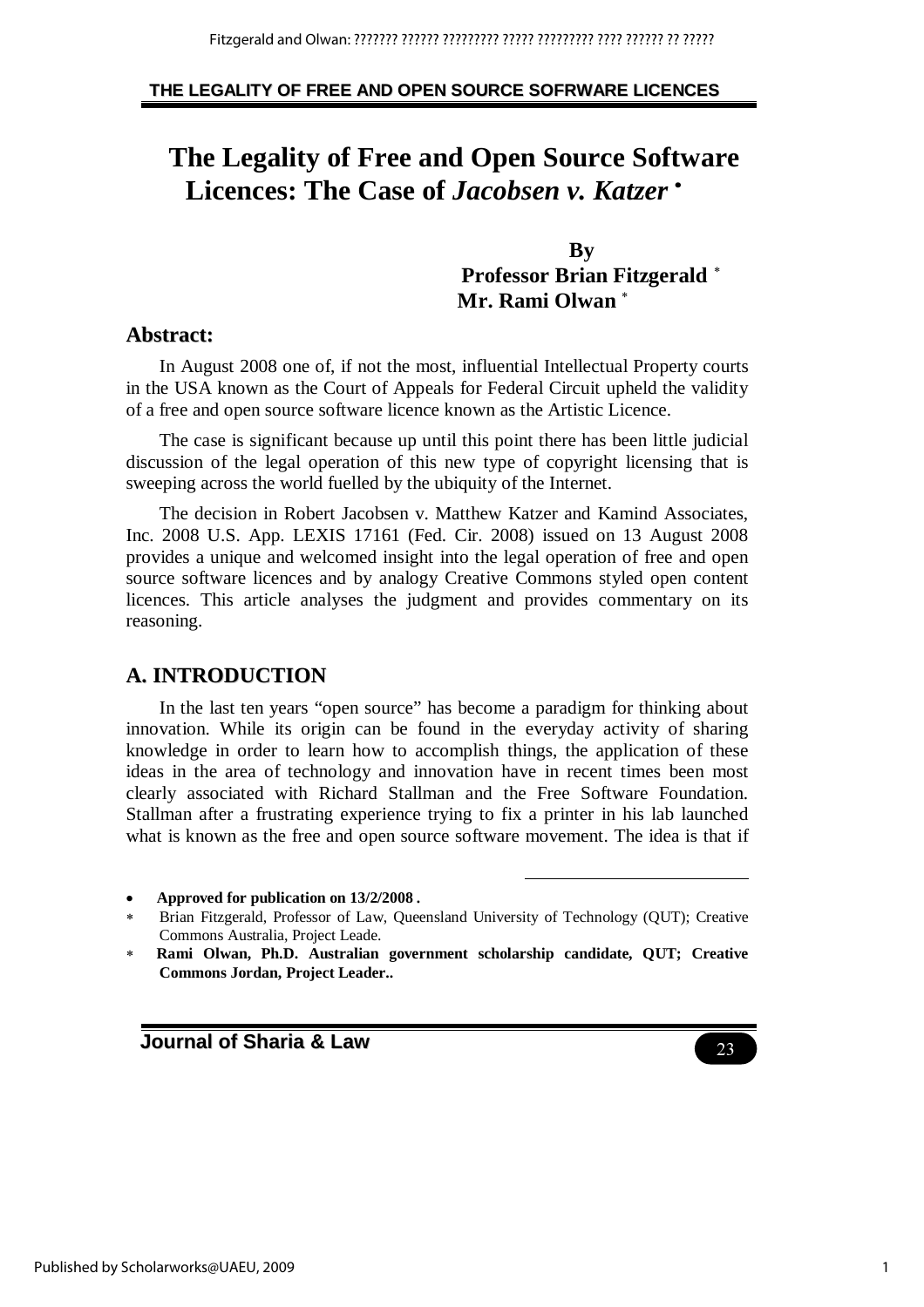# The Legality of Free and Open Source Software Licences: The Case of *Jacobsen v. Katzer* •

**By**
**Professor Brian Fitzgerald** *
**Mr. Rami Olwan** *

## Abstract:

In August 2008 one of, if not the most, influential Intellectual Property courts in the USA known as the Court of Appeals for Federal Circuit upheld the validity of a free and open source software licence known as the Artistic Licence.

The case is significant because up until this point there has been little judicial discussion of the legal operation of this new type of copyright licensing that is sweeping across the world fuelled by the ubiquity of the Internet.

The decision in Robert Jacobsen v. Matthew Katzer and Kamind Associates, Inc. 2008 U.S. App. LEXIS 17161 (Fed. Cir. 2008) issued on 13 August 2008 provides a unique and welcomed insight into the legal operation of free and open source software licences and by analogy Creative Commons styled open content licences. This article analyses the judgment and provides commentary on its reasoning.

## A. INTRODUCTION

In the last ten years "open source" has become a paradigm for thinking about innovation. While its origin can be found in the everyday activity of sharing knowledge in order to learn how to accomplish things, the application of these ideas in the area of technology and innovation have in recent times been most clearly associated with Richard Stallman and the Free Software Foundation. Stallman after a frustrating experience trying to fix a printer in his lab launched what is known as the free and open source software movement. The idea is that if

---

- **Approved for publication on 13/2/2008 .**

* Brian Fitzgerald, Professor of Law, Queensland University of Technology (QUT); Creative Commons Australia, Project Leade.

* **Rami Olwan, Ph.D. Australian government scholarship candidate, QUT; Creative Commons Jordan, Project Leader..**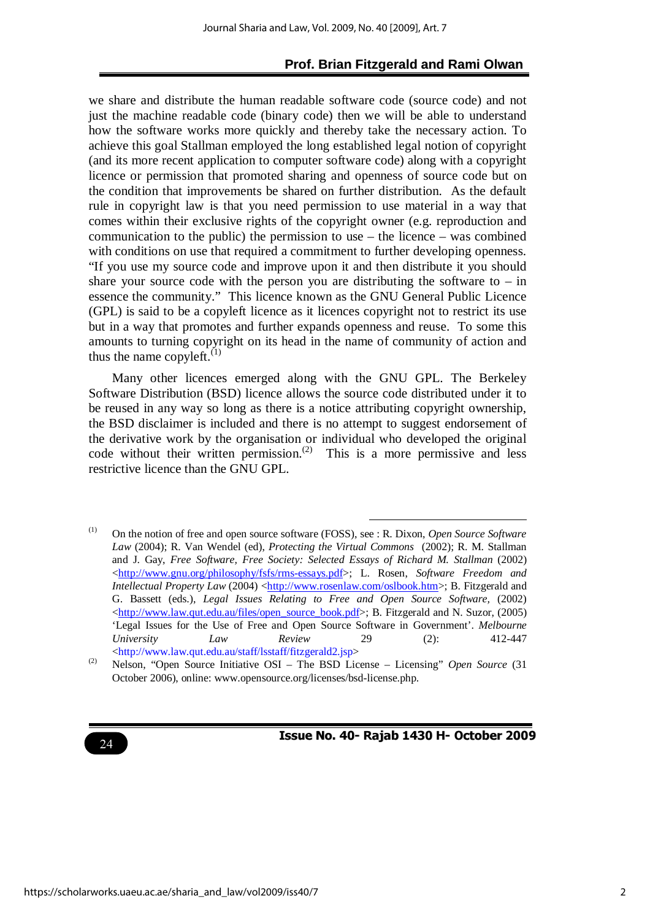we share and distribute the human readable software code (source code) and not just the machine readable code (binary code) then we will be able to understand how the software works more quickly and thereby take the necessary action. To achieve this goal Stallman employed the long established legal notion of copyright (and its more recent application to computer software code) along with a copyright licence or permission that promoted sharing and openness of source code but on the condition that improvements be shared on further distribution. As the default rule in copyright law is that you need permission to use material in a way that comes within their exclusive rights of the copyright owner (e.g. reproduction and communication to the public) the permission to use – the licence – was combined with conditions on use that required a commitment to further developing openness. "If you use my source code and improve upon it and then distribute it you should share your source code with the person you are distributing the software to – in essence the community." This licence known as the GNU General Public Licence (GPL) is said to be a copyleft licence as it licences copyright not to restrict its use but in a way that promotes and further expands openness and reuse. To some this amounts to turning copyright on its head in the name of community of action and thus the name copyleft.[1]

Many other licences emerged along with the GNU GPL. The Berkeley Software Distribution (BSD) licence allows the source code distributed under it to be reused in any way so long as there is a notice attributing copyright ownership, the BSD disclaimer is included and there is no attempt to suggest endorsement of the derivative work by the organisation or individual who developed the original code without their written permission.[2] This is a more permissive and less restrictive licence than the GNU GPL.

---

[1] On the notion of free and open source software (FOSS), see : R. Dixon, *Open Source Software Law* (2004); R. Van Wendel (ed), *Protecting the Virtual Commons* (2002); R. M. Stallman and J. Gay, *Free Software, Free Society: Selected Essays of Richard M. Stallman* (2002) <http://www.gnu.org/philosophy/fsfs/rms-essays.pdf>; L. Rosen, *Software Freedom and Intellectual Property Law* (2004) <http://www.rosenlaw.com/oslbook.htm>; B. Fitzgerald and G. Bassett (eds.), *Legal Issues Relating to Free and Open Source Software*, (2002) <http://www.law.qut.edu.au/files/open_source_book.pdf>; B. Fitzgerald and N. Suzor, (2005) 'Legal Issues for the Use of Free and Open Source Software in Government'. *Melbourne University Law Review* 29 (2): 412-447 <http://www.law.qut.edu.au/staff/lsstaff/fitzgerald2.jsp>

[2] Nelson, "Open Source Initiative OSI – The BSD License – Licensing" *Open Source* (31 October 2006), online: www.opensource.org/licenses/bsd-license.php.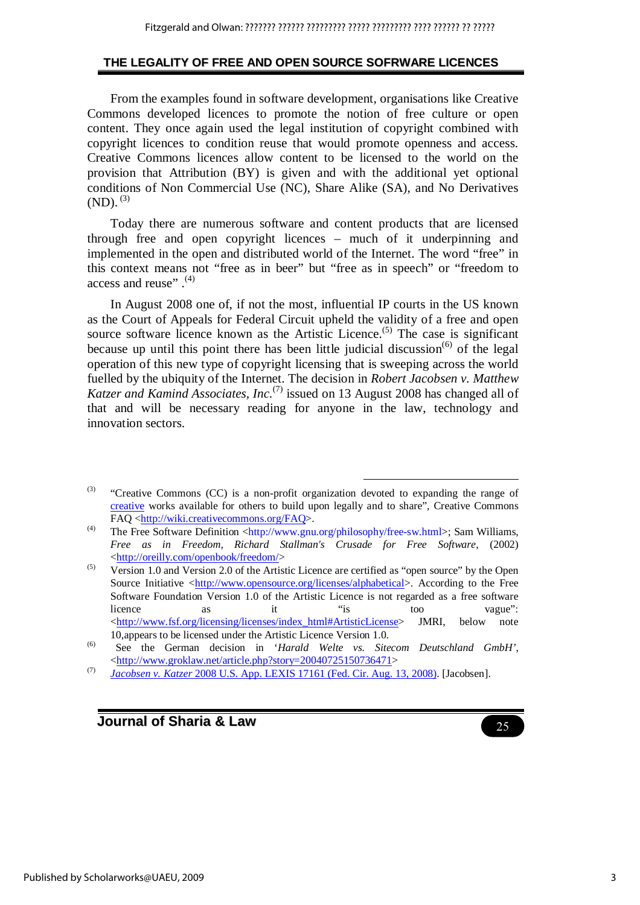From the examples found in software development, organisations like Creative Commons developed licences to promote the notion of free culture or open content. They once again used the legal institution of copyright combined with copyright licences to condition reuse that would promote openness and access. Creative Commons licences allow content to be licensed to the world on the provision that Attribution (BY) is given and with the additional yet optional conditions of Non Commercial Use (NC), Share Alike (SA), and No Derivatives (ND). [(3)]

Today there are numerous software and content products that are licensed through free and open copyright licences – much of it underpinning and implemented in the open and distributed world of the Internet. The word "free" in this context means not "free as in beer" but "free as in speech" or "freedom to access and reuse" .[(4)]

In August 2008 one of, if not the most, influential IP courts in the US known as the Court of Appeals for Federal Circuit upheld the validity of a free and open source software licence known as the Artistic Licence.[(5)] The case is significant because up until this point there has been little judicial discussion[(6)] of the legal operation of this new type of copyright licensing that is sweeping across the world fuelled by the ubiquity of the Internet. The decision in *Robert Jacobsen v. Matthew Katzer and Kamind Associates, Inc.*[(7)] issued on 13 August 2008 has changed all of that and will be necessary reading for anyone in the law, technology and innovation sectors.

---

(3) "Creative Commons (CC) is a non-profit organization devoted to expanding the range of creative works available for others to build upon legally and to share", Creative Commons FAQ <http://wiki.creativecommons.org/FAQ>.

(4) The Free Software Definition <http://www.gnu.org/philosophy/free-sw.html>; Sam Williams, *Free as in Freedom, Richard Stallman's Crusade for Free Software*, (2002) <http://oreilly.com/openbook/freedom/>

(5) Version 1.0 and Version 2.0 of the Artistic Licence are certified as "open source" by the Open Source Initiative <http://www.opensource.org/licenses/alphabetical>. According to the Free Software Foundation Version 1.0 of the Artistic Licence is not regarded as a free software licence as it "is too vague": <http://www.fsf.org/licensing/licenses/index_html#ArtisticLicense> JMRI, below note 10,appears to be licensed under the Artistic Licence Version 1.0.

(6) See the German decision in '*Harald Welte vs. Sitecom Deutschland GmbH*', <http://www.groklaw.net/article.php?story=20040725150736471>

(7) *Jacobsen v. Katzer* 2008 U.S. App. LEXIS 17161 (Fed. Cir. Aug. 13, 2008). [Jacobsen].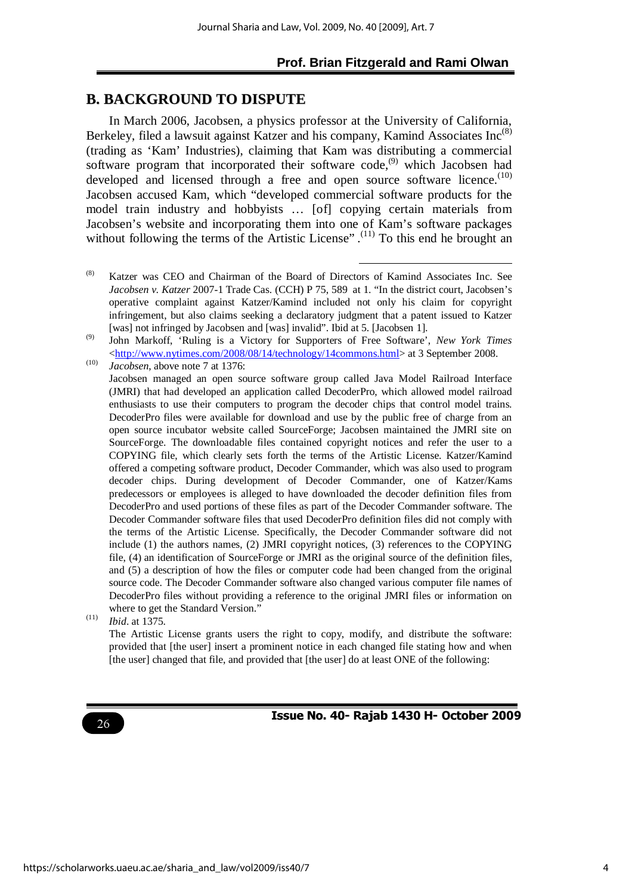## B. BACKGROUND TO DISPUTE

In March 2006, Jacobsen, a physics professor at the University of California, Berkeley, filed a lawsuit against Katzer and his company, Kamind Associates Inc[(8)] (trading as 'Kam' Industries), claiming that Kam was distributing a commercial software program that incorporated their software code,[(9)] which Jacobsen had developed and licensed through a free and open source software licence.[(10)] Jacobsen accused Kam, which "developed commercial software products for the model train industry and hobbyists … [of] copying certain materials from Jacobsen's website and incorporating them into one of Kam's software packages without following the terms of the Artistic License".[(11)] To this end he brought an

---

(8) Katzer was CEO and Chairman of the Board of Directors of Kamind Associates Inc. See *Jacobsen v. Katzer* 2007-1 Trade Cas. (CCH) P 75, 589 at 1. "In the district court, Jacobsen's operative complaint against Katzer/Kamind included not only his claim for copyright infringement, but also claims seeking a declaratory judgment that a patent issued to Katzer [was] not infringed by Jacobsen and [was] invalid". Ibid at 5. [Jacobsen 1].

(9) John Markoff, 'Ruling is a Victory for Supporters of Free Software', *New York Times* <http://www.nytimes.com/2008/08/14/technology/14commons.html> at 3 September 2008.

(10) *Jacobsen*, above note 7 at 1376:

Jacobsen managed an open source software group called Java Model Railroad Interface (JMRI) that had developed an application called DecoderPro, which allowed model railroad enthusiasts to use their computers to program the decoder chips that control model trains. DecoderPro files were available for download and use by the public free of charge from an open source incubator website called SourceForge; Jacobsen maintained the JMRI site on SourceForge. The downloadable files contained copyright notices and refer the user to a COPYING file, which clearly sets forth the terms of the Artistic License. Katzer/Kamind offered a competing software product, Decoder Commander, which was also used to program decoder chips. During development of Decoder Commander, one of Katzer/Kams predecessors or employees is alleged to have downloaded the decoder definition files from DecoderPro and used portions of these files as part of the Decoder Commander software. The Decoder Commander software files that used DecoderPro definition files did not comply with the terms of the Artistic License. Specifically, the Decoder Commander software did not include (1) the authors names, (2) JMRI copyright notices, (3) references to the COPYING file, (4) an identification of SourceForge or JMRI as the original source of the definition files, and (5) a description of how the files or computer code had been changed from the original source code. The Decoder Commander software also changed various computer file names of DecoderPro files without providing a reference to the original JMRI files or information on where to get the Standard Version."

(11) *Ibid*. at 1375.

The Artistic License grants users the right to copy, modify, and distribute the software: provided that [the user] insert a prominent notice in each changed file stating how and when [the user] changed that file, and provided that [the user] do at least ONE of the following: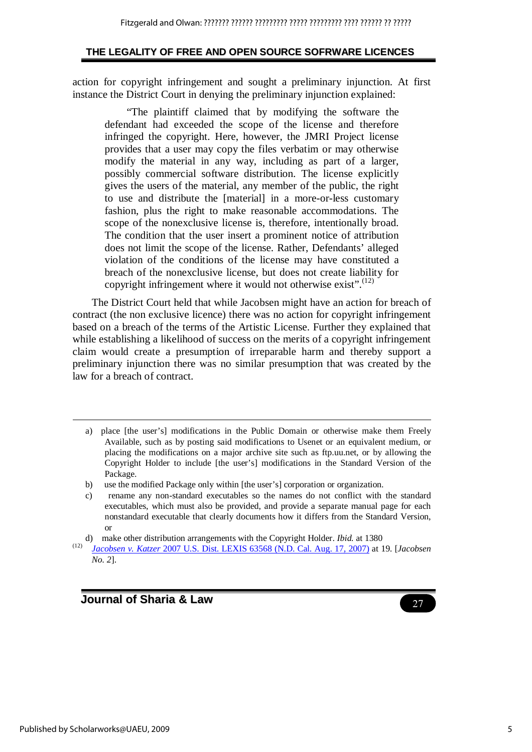action for copyright infringement and sought a preliminary injunction. At first instance the District Court in denying the preliminary injunction explained:

> "The plaintiff claimed that by modifying the software the defendant had exceeded the scope of the license and therefore infringed the copyright. Here, however, the JMRI Project license provides that a user may copy the files verbatim or may otherwise modify the material in any way, including as part of a larger, possibly commercial software distribution. The license explicitly gives the users of the material, any member of the public, the right to use and distribute the [material] in a more-or-less customary fashion, plus the right to make reasonable accommodations. The scope of the nonexclusive license is, therefore, intentionally broad. The condition that the user insert a prominent notice of attribution does not limit the scope of the license. Rather, Defendants' alleged violation of the conditions of the license may have constituted a breach of the nonexclusive license, but does not create liability for copyright infringement where it would not otherwise exist".[12]

The District Court held that while Jacobsen might have an action for breach of contract (the non exclusive licence) there was no action for copyright infringement based on a breach of the terms of the Artistic License. Further they explained that while establishing a likelihood of success on the merits of a copyright infringement claim would create a presumption of irreparable harm and thereby support a preliminary injunction there was no similar presumption that was created by the law for a breach of contract.

---

a) place [the user's] modifications in the Public Domain or otherwise make them Freely Available, such as by posting said modifications to Usenet or an equivalent medium, or placing the modifications on a major archive site such as ftp.uu.net, or by allowing the Copyright Holder to include [the user's] modifications in the Standard Version of the Package.

b) use the modified Package only within [the user's] corporation or organization.

c) rename any non-standard executables so the names do not conflict with the standard executables, which must also be provided, and provide a separate manual page for each nonstandard executable that clearly documents how it differs from the Standard Version, or

d) make other distribution arrangements with the Copyright Holder. *Ibid.* at 1380

(12) *Jacobsen v. Katzer* 2007 U.S. Dist. LEXIS 63568 (N.D. Cal. Aug. 17, 2007) at 19. [*Jacobsen No. 2*].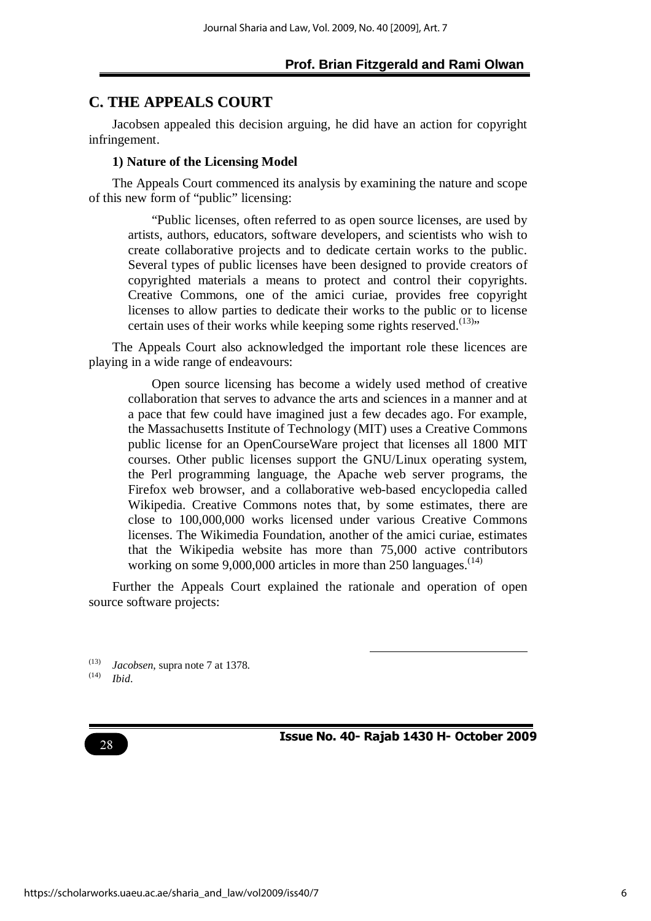## C. THE APPEALS COURT

Jacobsen appealed this decision arguing, he did have an action for copyright infringement.

### 1) Nature of the Licensing Model

The Appeals Court commenced its analysis by examining the nature and scope of this new form of "public" licensing:

> "Public licenses, often referred to as open source licenses, are used by artists, authors, educators, software developers, and scientists who wish to create collaborative projects and to dedicate certain works to the public. Several types of public licenses have been designed to provide creators of copyrighted materials a means to protect and control their copyrights. Creative Commons, one of the amici curiae, provides free copyright licenses to allow parties to dedicate their works to the public or to license certain uses of their works while keeping some rights reserved.[13]"

The Appeals Court also acknowledged the important role these licences are playing in a wide range of endeavours:

> Open source licensing has become a widely used method of creative collaboration that serves to advance the arts and sciences in a manner and at a pace that few could have imagined just a few decades ago. For example, the Massachusetts Institute of Technology (MIT) uses a Creative Commons public license for an OpenCourseWare project that licenses all 1800 MIT courses. Other public licenses support the GNU/Linux operating system, the Perl programming language, the Apache web server programs, the Firefox web browser, and a collaborative web-based encyclopedia called Wikipedia. Creative Commons notes that, by some estimates, there are close to 100,000,000 works licensed under various Creative Commons licenses. The Wikimedia Foundation, another of the amici curiae, estimates that the Wikipedia website has more than 75,000 active contributors working on some 9,000,000 articles in more than 250 languages.[14]

Further the Appeals Court explained the rationale and operation of open source software projects:

---

(13) *Jacobsen*, supra note 7 at 1378.

(14) *Ibid*.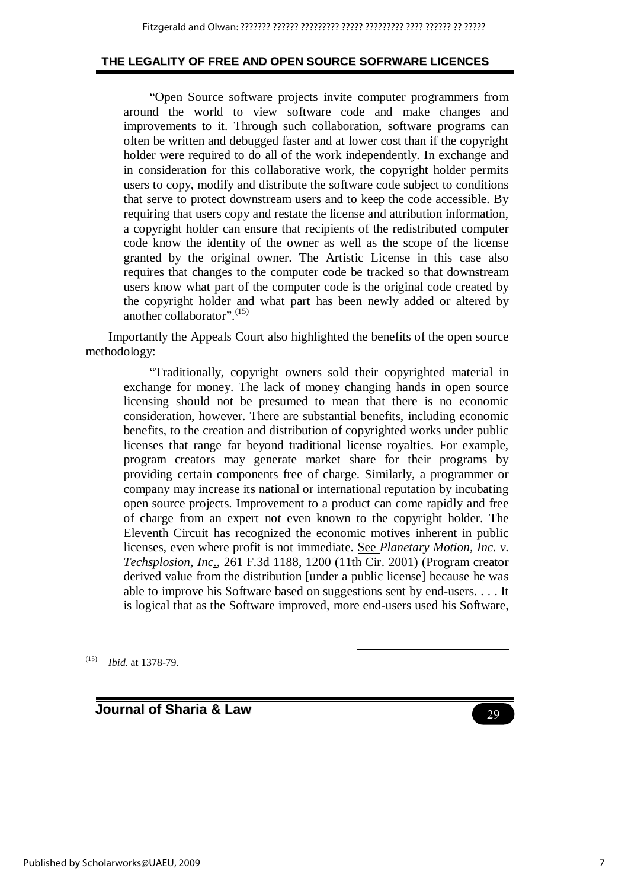"Open Source software projects invite computer programmers from around the world to view software code and make changes and improvements to it. Through such collaboration, software programs can often be written and debugged faster and at lower cost than if the copyright holder were required to do all of the work independently. In exchange and in consideration for this collaborative work, the copyright holder permits users to copy, modify and distribute the software code subject to conditions that serve to protect downstream users and to keep the code accessible. By requiring that users copy and restate the license and attribution information, a copyright holder can ensure that recipients of the redistributed computer code know the identity of the owner as well as the scope of the license granted by the original owner. The Artistic License in this case also requires that changes to the computer code be tracked so that downstream users know what part of the computer code is the original code created by the copyright holder and what part has been newly added or altered by another collaborator".[15]

Importantly the Appeals Court also highlighted the benefits of the open source methodology:

"Traditionally, copyright owners sold their copyrighted material in exchange for money. The lack of money changing hands in open source licensing should not be presumed to mean that there is no economic consideration, however. There are substantial benefits, including economic benefits, to the creation and distribution of copyrighted works under public licenses that range far beyond traditional license royalties. For example, program creators may generate market share for their programs by providing certain components free of charge. Similarly, a programmer or company may increase its national or international reputation by incubating open source projects. Improvement to a product can come rapidly and free of charge from an expert not even known to the copyright holder. The Eleventh Circuit has recognized the economic motives inherent in public licenses, even where profit is not immediate. See *Planetary Motion, Inc. v. Techsplosion, Inc.*, 261 F.3d 1188, 1200 (11th Cir. 2001) (Program creator derived value from the distribution [under a public license] because he was able to improve his Software based on suggestions sent by end-users. . . . It is logical that as the Software improved, more end-users used his Software,

(15) *Ibid.* at 1378-79.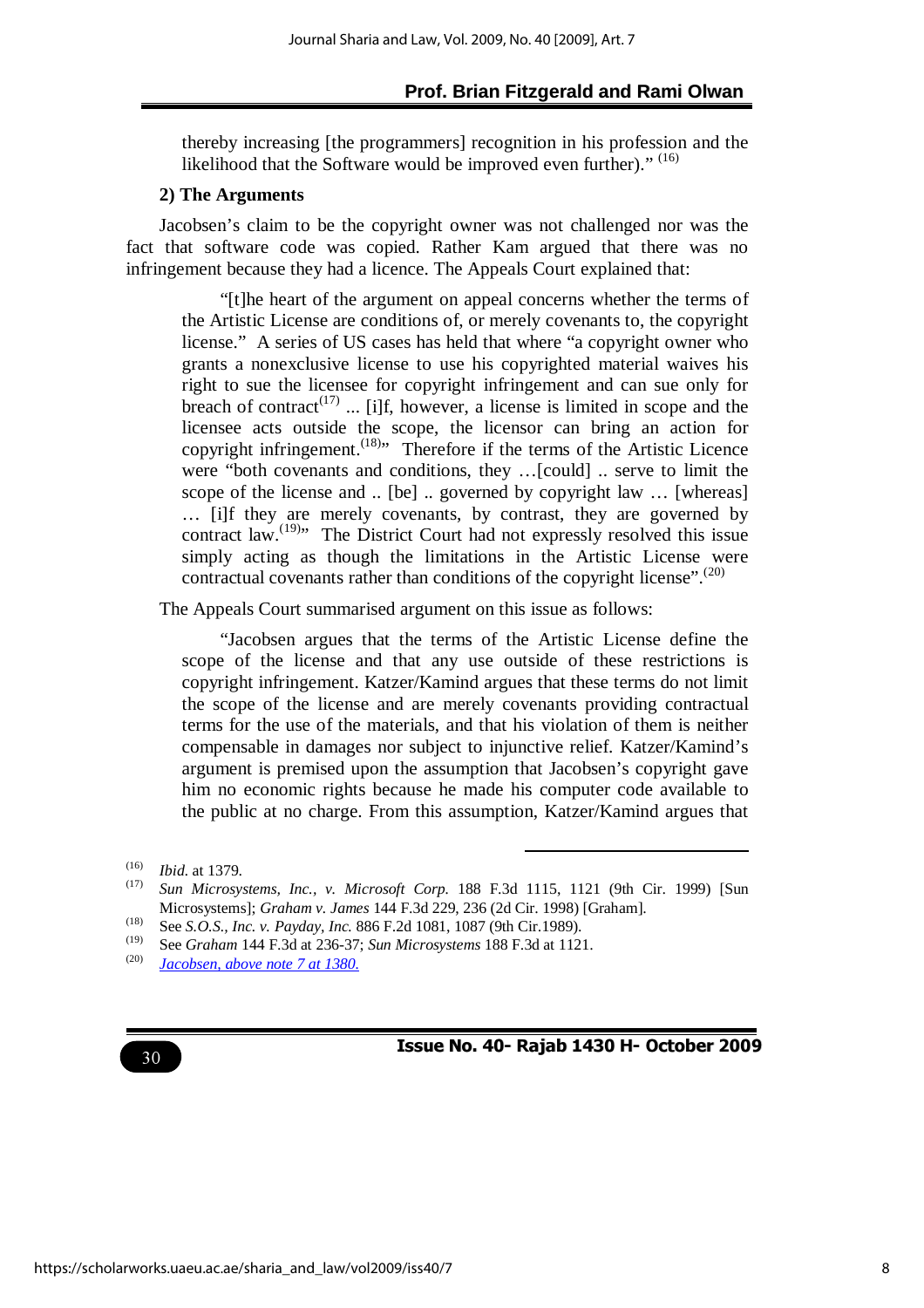thereby increasing [the programmers] recognition in his profession and the likelihood that the Software would be improved even further)." [16]

### 2) The Arguments

Jacobsen's claim to be the copyright owner was not challenged nor was the fact that software code was copied. Rather Kam argued that there was no infringement because they had a licence. The Appeals Court explained that:

> "[t]he heart of the argument on appeal concerns whether the terms of the Artistic License are conditions of, or merely covenants to, the copyright license." A series of US cases has held that where "a copyright owner who grants a nonexclusive license to use his copyrighted material waives his right to sue the licensee for copyright infringement and can sue only for breach of contract[17] ... [i]f, however, a license is limited in scope and the licensee acts outside the scope, the licensor can bring an action for copyright infringement.[18]" Therefore if the terms of the Artistic Licence were "both covenants and conditions, they …[could] .. serve to limit the scope of the license and .. [be] .. governed by copyright law … [whereas] … [i]f they are merely covenants, by contrast, they are governed by contract law.[19]" The District Court had not expressly resolved this issue simply acting as though the limitations in the Artistic License were contractual covenants rather than conditions of the copyright license".[20]

The Appeals Court summarised argument on this issue as follows:

> "Jacobsen argues that the terms of the Artistic License define the scope of the license and that any use outside of these restrictions is copyright infringement. Katzer/Kamind argues that these terms do not limit the scope of the license and are merely covenants providing contractual terms for the use of the materials, and that his violation of them is neither compensable in damages nor subject to injunctive relief. Katzer/Kamind's argument is premised upon the assumption that Jacobsen's copyright gave him no economic rights because he made his computer code available to the public at no charge. From this assumption, Katzer/Kamind argues that

---

(16) *Ibid.* at 1379.

(17) *Sun Microsystems, Inc., v. Microsoft Corp.* 188 F.3d 1115, 1121 (9th Cir. 1999) [Sun Microsystems]; *Graham v. James* 144 F.3d 229, 236 (2d Cir. 1998) [Graham].

(18) See *S.O.S., Inc. v. Payday, Inc.* 886 F.2d 1081, 1087 (9th Cir.1989).

(19) See *Graham* 144 F.3d at 236-37; *Sun Microsystems* 188 F.3d at 1121.

(20) *Jacobsen, above note 7 at 1380.*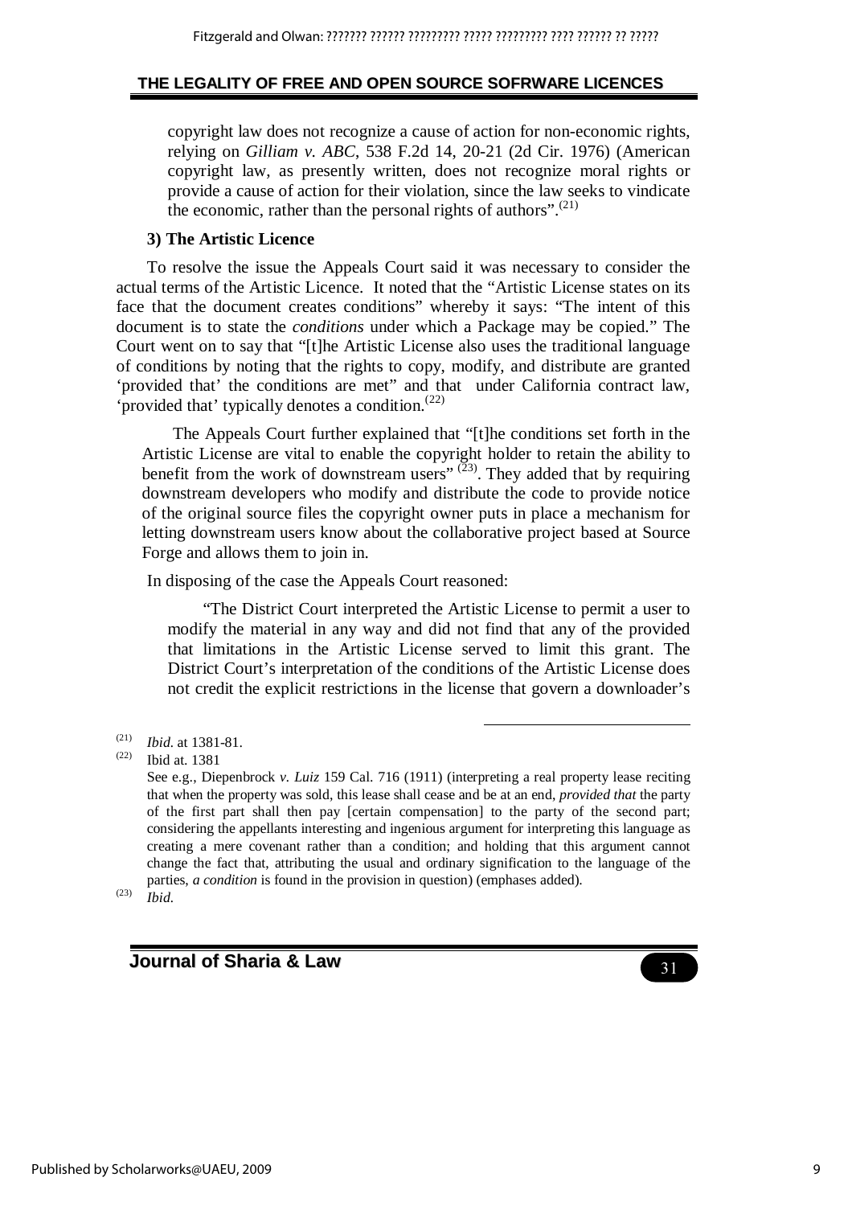copyright law does not recognize a cause of action for non-economic rights, relying on *Gilliam v. ABC*, 538 F.2d 14, 20-21 (2d Cir. 1976) (American copyright law, as presently written, does not recognize moral rights or provide a cause of action for their violation, since the law seeks to vindicate the economic, rather than the personal rights of authors".[21]

**3) The Artistic Licence**

To resolve the issue the Appeals Court said it was necessary to consider the actual terms of the Artistic Licence. It noted that the "Artistic License states on its face that the document creates conditions" whereby it says: "The intent of this document is to state the *conditions* under which a Package may be copied." The Court went on to say that "[t]he Artistic License also uses the traditional language of conditions by noting that the rights to copy, modify, and distribute are granted 'provided that' the conditions are met" and that under California contract law, 'provided that' typically denotes a condition.[22]

The Appeals Court further explained that "[t]he conditions set forth in the Artistic License are vital to enable the copyright holder to retain the ability to benefit from the work of downstream users" [23]. They added that by requiring downstream developers who modify and distribute the code to provide notice of the original source files the copyright owner puts in place a mechanism for letting downstream users know about the collaborative project based at Source Forge and allows them to join in.

In disposing of the case the Appeals Court reasoned:

"The District Court interpreted the Artistic License to permit a user to modify the material in any way and did not find that any of the provided that limitations in the Artistic License served to limit this grant. The District Court's interpretation of the conditions of the Artistic License does not credit the explicit restrictions in the license that govern a downloader's

---

(21) *Ibid.* at 1381-81.

(22) Ibid at. 1381

See e.g., Diepenbrock *v. Luiz* 159 Cal. 716 (1911) (interpreting a real property lease reciting that when the property was sold, this lease shall cease and be at an end, *provided that* the party of the first part shall then pay [certain compensation] to the party of the second part; considering the appellants interesting and ingenious argument for interpreting this language as creating a mere covenant rather than a condition; and holding that this argument cannot change the fact that, attributing the usual and ordinary signification to the language of the parties, *a condition* is found in the provision in question) (emphases added).

(23) *Ibid.*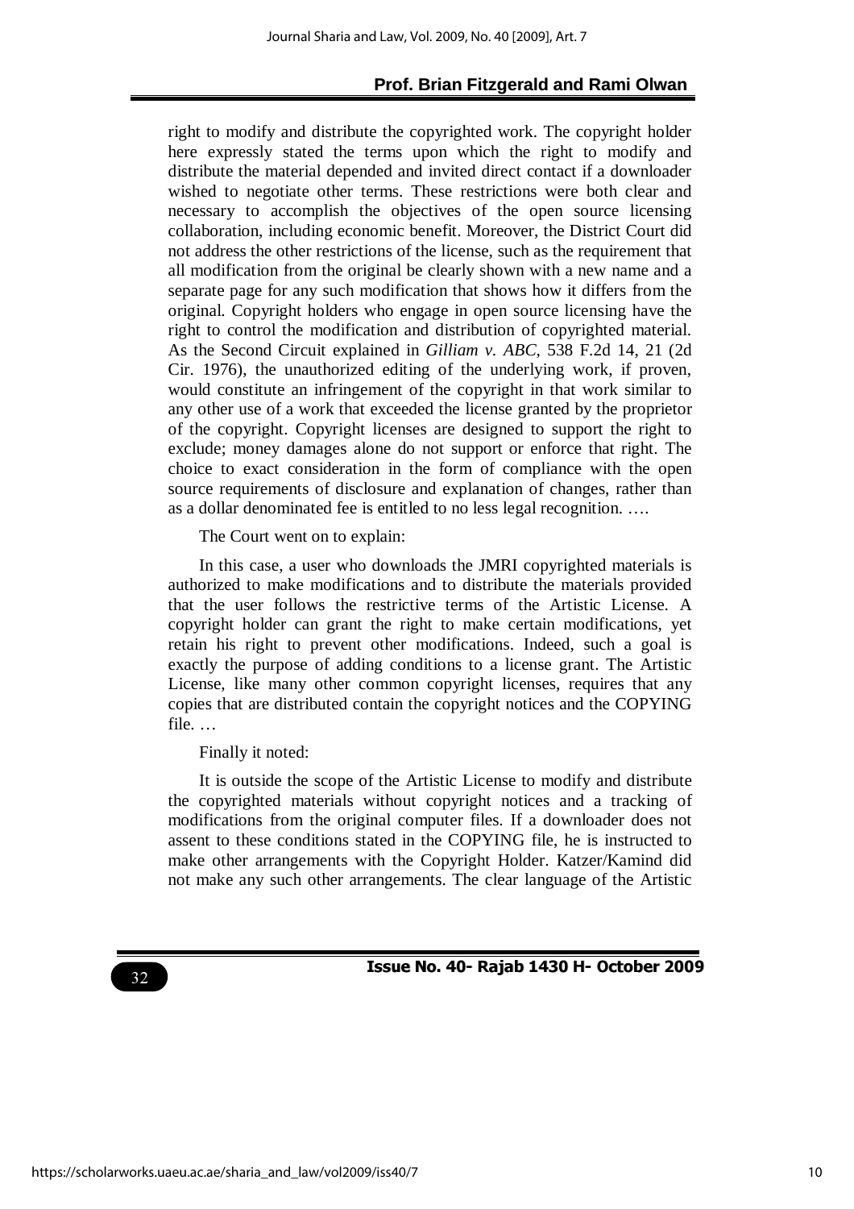right to modify and distribute the copyrighted work. The copyright holder here expressly stated the terms upon which the right to modify and distribute the material depended and invited direct contact if a downloader wished to negotiate other terms. These restrictions were both clear and necessary to accomplish the objectives of the open source licensing collaboration, including economic benefit. Moreover, the District Court did not address the other restrictions of the license, such as the requirement that all modification from the original be clearly shown with a new name and a separate page for any such modification that shows how it differs from the original. Copyright holders who engage in open source licensing have the right to control the modification and distribution of copyrighted material. As the Second Circuit explained in *Gilliam v. ABC*, 538 F.2d 14, 21 (2d Cir. 1976), the unauthorized editing of the underlying work, if proven, would constitute an infringement of the copyright in that work similar to any other use of a work that exceeded the license granted by the proprietor of the copyright. Copyright licenses are designed to support the right to exclude; money damages alone do not support or enforce that right. The choice to exact consideration in the form of compliance with the open source requirements of disclosure and explanation of changes, rather than as a dollar denominated fee is entitled to no less legal recognition. ….

The Court went on to explain:

In this case, a user who downloads the JMRI copyrighted materials is authorized to make modifications and to distribute the materials provided that the user follows the restrictive terms of the Artistic License. A copyright holder can grant the right to make certain modifications, yet retain his right to prevent other modifications. Indeed, such a goal is exactly the purpose of adding conditions to a license grant. The Artistic License, like many other common copyright licenses, requires that any copies that are distributed contain the copyright notices and the COPYING file. …

Finally it noted:

It is outside the scope of the Artistic License to modify and distribute the copyrighted materials without copyright notices and a tracking of modifications from the original computer files. If a downloader does not assent to these conditions stated in the COPYING file, he is instructed to make other arrangements with the Copyright Holder. Katzer/Kamind did not make any such other arrangements. The clear language of the Artistic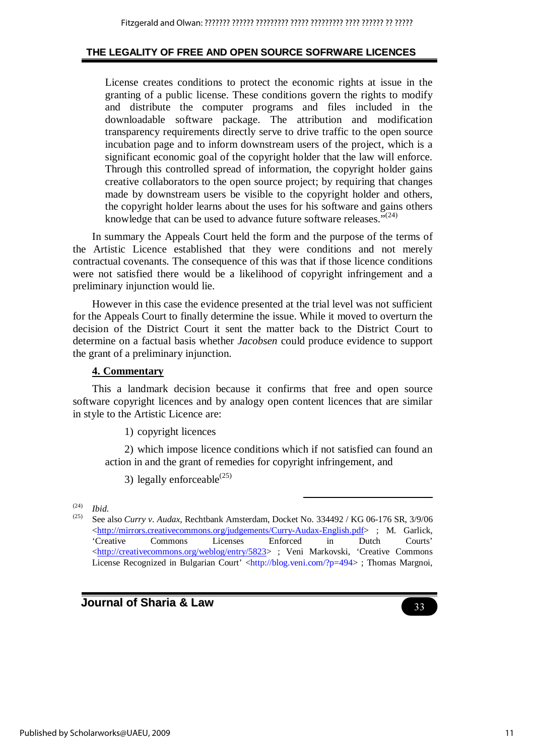License creates conditions to protect the economic rights at issue in the granting of a public license. These conditions govern the rights to modify and distribute the computer programs and files included in the downloadable software package. The attribution and modification transparency requirements directly serve to drive traffic to the open source incubation page and to inform downstream users of the project, which is a significant economic goal of the copyright holder that the law will enforce. Through this controlled spread of information, the copyright holder gains creative collaborators to the open source project; by requiring that changes made by downstream users be visible to the copyright holder and others, the copyright holder learns about the uses for his software and gains others knowledge that can be used to advance future software releases."[(24)]

In summary the Appeals Court held the form and the purpose of the terms of the Artistic Licence established that they were conditions and not merely contractual covenants. The consequence of this was that if those licence conditions were not satisfied there would be a likelihood of copyright infringement and a preliminary injunction would lie.

However in this case the evidence presented at the trial level was not sufficient for the Appeals Court to finally determine the issue. While it moved to overturn the decision of the District Court it sent the matter back to the District Court to determine on a factual basis whether *Jacobsen* could produce evidence to support the grant of a preliminary injunction.

## 4. Commentary

This a landmark decision because it confirms that free and open source software copyright licences and by analogy open content licences that are similar in style to the Artistic Licence are:

1) copyright licences

2) which impose licence conditions which if not satisfied can found an action in and the grant of remedies for copyright infringement, and

3) legally enforceable[(25)]

---

(24) *Ibid.*

(25) See also *Curry v. Audax*, Rechtbank Amsterdam, Docket No. 334492 / KG 06-176 SR, 3/9/06 <http://mirrors.creativecommons.org/judgements/Curry-Audax-English.pdf> ; M. Garlick, 'Creative Commons Licenses Enforced in Dutch Courts' <http://creativecommons.org/weblog/entry/5823> ; Veni Markovski, 'Creative Commons License Recognized in Bulgarian Court' <http://blog.veni.com/?p=494> ; Thomas Margnoi,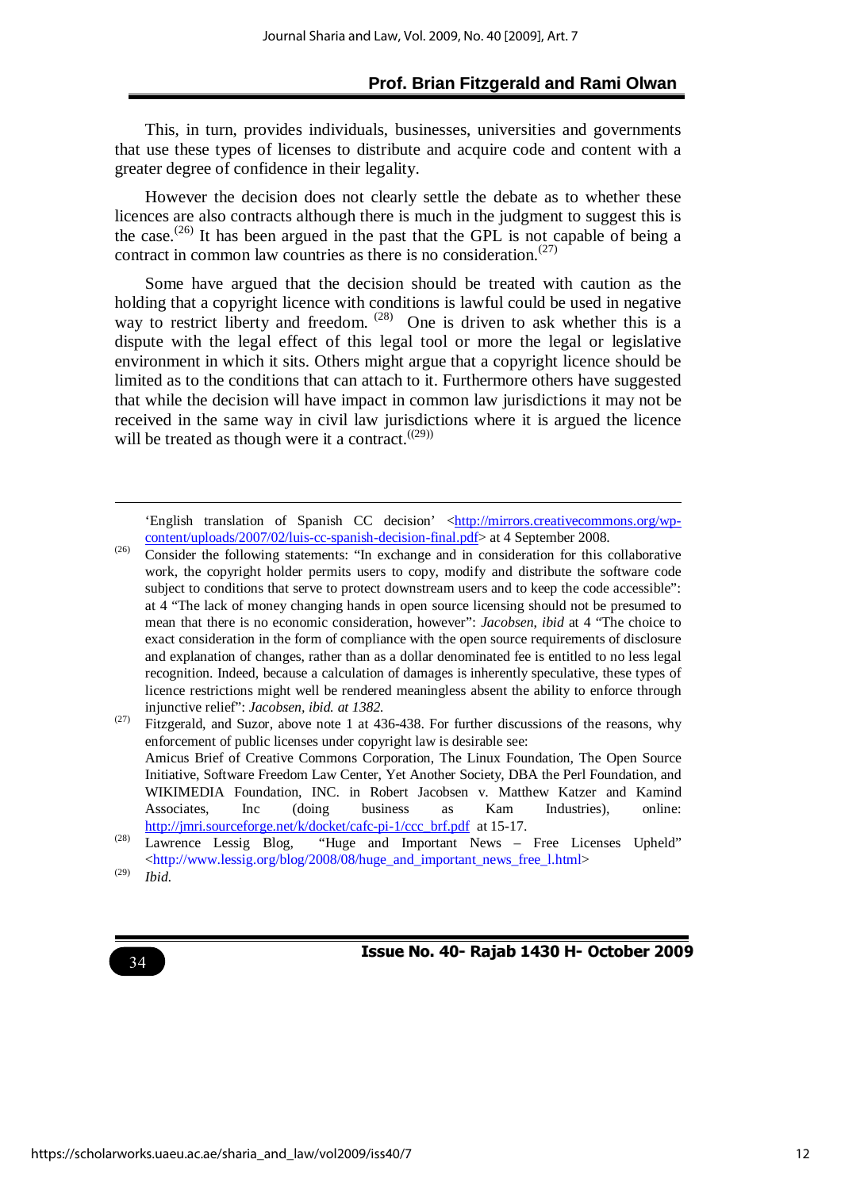This, in turn, provides individuals, businesses, universities and governments that use these types of licenses to distribute and acquire code and content with a greater degree of confidence in their legality.

However the decision does not clearly settle the debate as to whether these licences are also contracts although there is much in the judgment to suggest this is the case.[26] It has been argued in the past that the GPL is not capable of being a contract in common law countries as there is no consideration.[27]

Some have argued that the decision should be treated with caution as the holding that a copyright licence with conditions is lawful could be used in negative way to restrict liberty and freedom. [28] One is driven to ask whether this is a dispute with the legal effect of this legal tool or more the legal or legislative environment in which it sits. Others might argue that a copyright licence should be limited as to the conditions that can attach to it. Furthermore others have suggested that while the decision will have impact in common law jurisdictions it may not be received in the same way in civil law jurisdictions where it is argued the licence will be treated as though were it a contract.[(29)]

---

'English translation of Spanish CC decision' <http://mirrors.creativecommons.org/wp-content/uploads/2007/02/luis-cc-spanish-decision-final.pdf> at 4 September 2008.

(26) Consider the following statements: "In exchange and in consideration for this collaborative work, the copyright holder permits users to copy, modify and distribute the software code subject to conditions that serve to protect downstream users and to keep the code accessible": at 4 "The lack of money changing hands in open source licensing should not be presumed to mean that there is no economic consideration, however": *Jacobsen, ibid* at 4 "The choice to exact consideration in the form of compliance with the open source requirements of disclosure and explanation of changes, rather than as a dollar denominated fee is entitled to no less legal recognition. Indeed, because a calculation of damages is inherently speculative, these types of licence restrictions might well be rendered meaningless absent the ability to enforce through injunctive relief": *Jacobsen, ibid. at 1382.*

(27) Fitzgerald, and Suzor, above note 1 at 436-438. For further discussions of the reasons, why enforcement of public licenses under copyright law is desirable see: Amicus Brief of Creative Commons Corporation, The Linux Foundation, The Open Source Initiative, Software Freedom Law Center, Yet Another Society, DBA the Perl Foundation, and WIKIMEDIA Foundation, INC. in Robert Jacobsen v. Matthew Katzer and Kamind Associates, Inc (doing business as Kam Industries), online: http://jmri.sourceforge.net/k/docket/cafc-pi-1/ccc_brf.pdf at 15-17.

(28) Lawrence Lessig Blog, "Huge and Important News – Free Licenses Upheld" <http://www.lessig.org/blog/2008/08/huge_and_important_news_free_l.html>

(29) *Ibid.*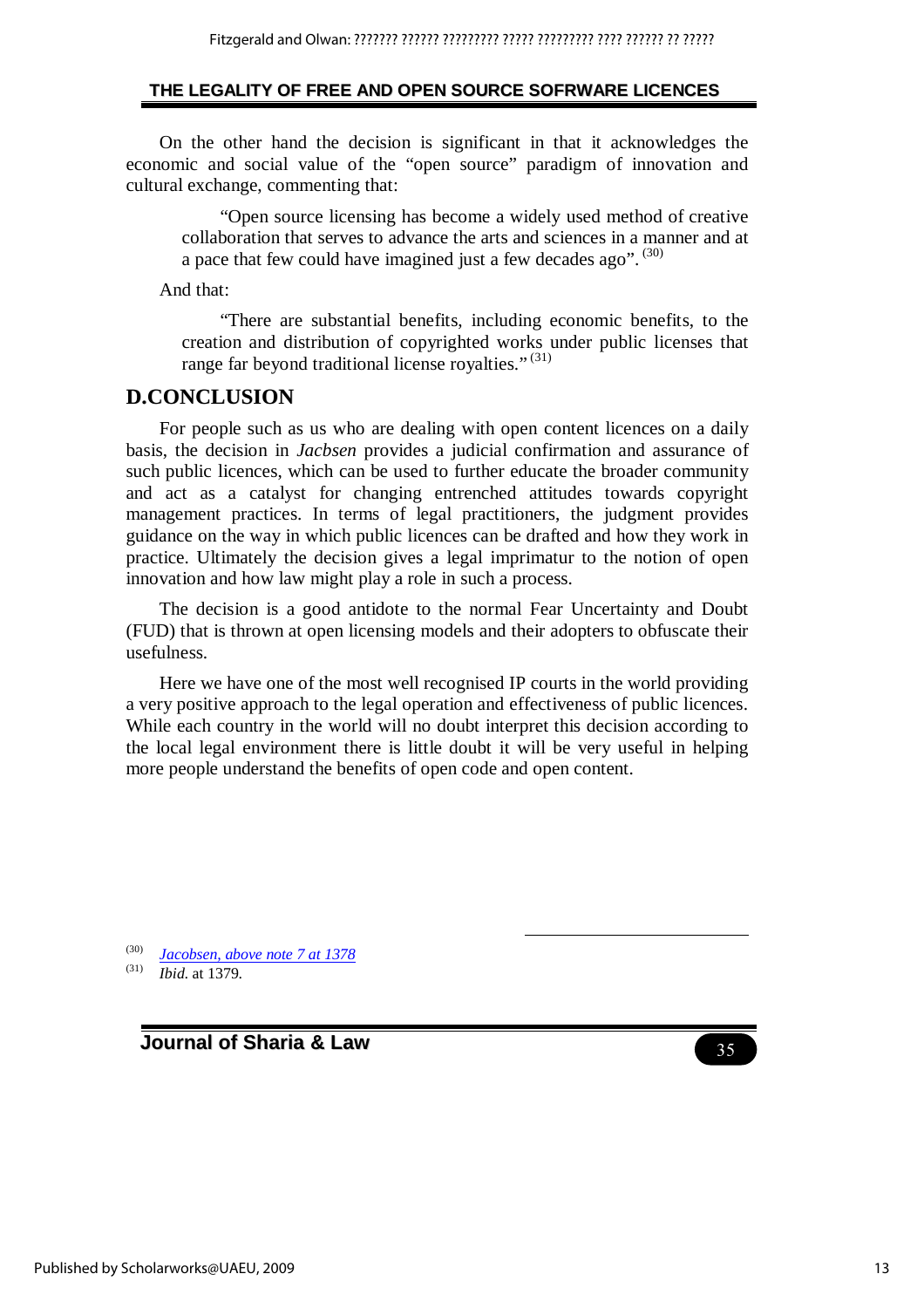On the other hand the decision is significant in that it acknowledges the economic and social value of the "open source" paradigm of innovation and cultural exchange, commenting that:

> "Open source licensing has become a widely used method of creative collaboration that serves to advance the arts and sciences in a manner and at a pace that few could have imagined just a few decades ago". [30]

And that:

> "There are substantial benefits, including economic benefits, to the creation and distribution of copyrighted works under public licenses that range far beyond traditional license royalties." [31]

## D.CONCLUSION

For people such as us who are dealing with open content licences on a daily basis, the decision in *Jacbsen* provides a judicial confirmation and assurance of such public licences, which can be used to further educate the broader community and act as a catalyst for changing entrenched attitudes towards copyright management practices. In terms of legal practitioners, the judgment provides guidance on the way in which public licences can be drafted and how they work in practice. Ultimately the decision gives a legal imprimatur to the notion of open innovation and how law might play a role in such a process.

The decision is a good antidote to the normal Fear Uncertainty and Doubt (FUD) that is thrown at open licensing models and their adopters to obfuscate their usefulness.

Here we have one of the most well recognised IP courts in the world providing a very positive approach to the legal operation and effectiveness of public licences. While each country in the world will no doubt interpret this decision according to the local legal environment there is little doubt it will be very useful in helping more people understand the benefits of open code and open content.

---

(30) *Jacobsen, above note 7 at 1378*

(31) *Ibid.* at 1379.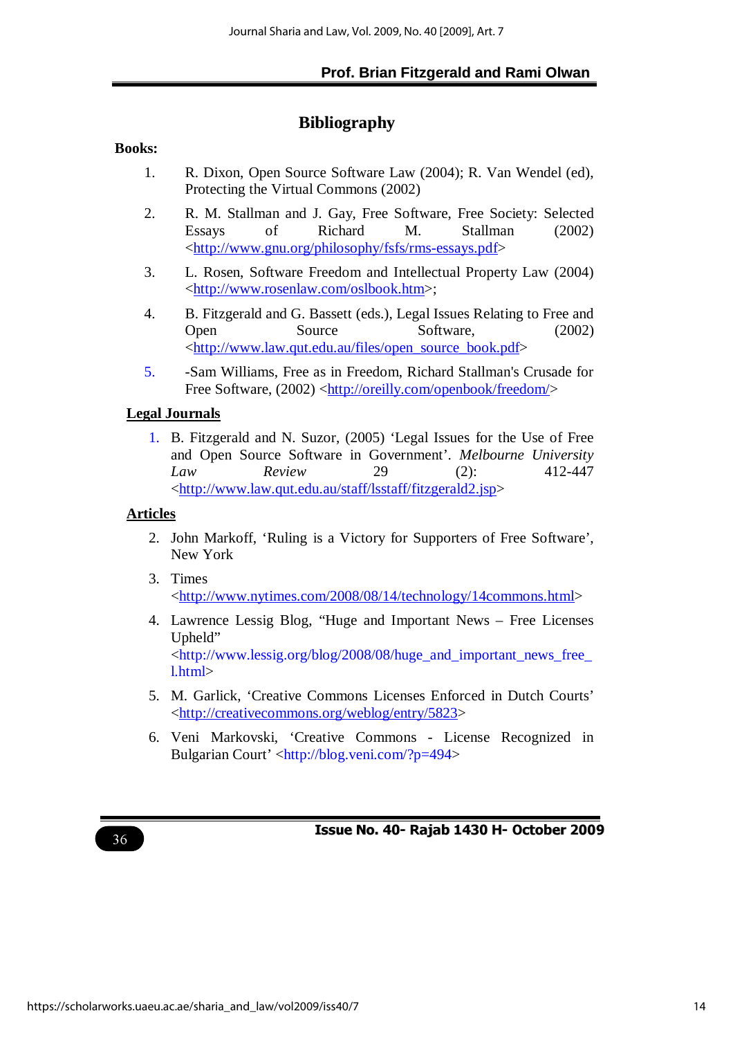# Bibliography

**Books:**

1. R. Dixon, Open Source Software Law (2004); R. Van Wendel (ed), Protecting the Virtual Commons (2002)
2. R. M. Stallman and J. Gay, Free Software, Free Society: Selected Essays of Richard M. Stallman (2002) <http://www.gnu.org/philosophy/fsfs/rms-essays.pdf>
3. L. Rosen, Software Freedom and Intellectual Property Law (2004) <http://www.rosenlaw.com/oslbook.htm>;
4. B. Fitzgerald and G. Bassett (eds.), Legal Issues Relating to Free and Open Source Software, (2002) <http://www.law.qut.edu.au/files/open_source_book.pdf>
5. -Sam Williams, Free as in Freedom, Richard Stallman's Crusade for Free Software, (2002) <http://oreilly.com/openbook/freedom/>

**Legal Journals**

1. B. Fitzgerald and N. Suzor, (2005) 'Legal Issues for the Use of Free and Open Source Software in Government'. *Melbourne University Law Review* 29 (2): 412-447 <http://www.law.qut.edu.au/staff/lsstaff/fitzgerald2.jsp>

**Articles**

2. John Markoff, 'Ruling is a Victory for Supporters of Free Software', New York
3. Times <http://www.nytimes.com/2008/08/14/technology/14commons.html>
4. Lawrence Lessig Blog, "Huge and Important News – Free Licenses Upheld" <http://www.lessig.org/blog/2008/08/huge_and_important_news_free_l.html>
5. M. Garlick, 'Creative Commons Licenses Enforced in Dutch Courts' <http://creativecommons.org/weblog/entry/5823>
6. Veni Markovski, 'Creative Commons - License Recognized in Bulgarian Court' <http://blog.veni.com/?p=494>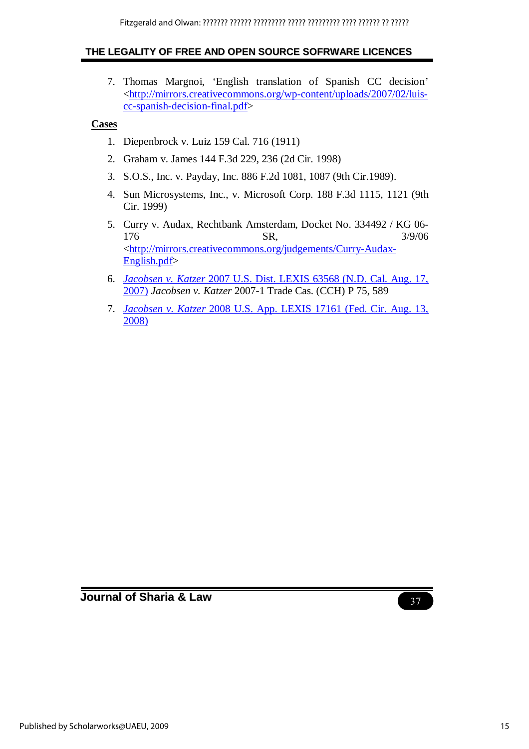7. Thomas Margnoi, ‘English translation of Spanish CC decision’ <http://mirrors.creativecommons.org/wp-content/uploads/2007/02/luis-cc-spanish-decision-final.pdf>

**Cases**

1. Diepenbrock v. Luiz 159 Cal. 716 (1911)
2. Graham v. James 144 F.3d 229, 236 (2d Cir. 1998)
3. S.O.S., Inc. v. Payday, Inc. 886 F.2d 1081, 1087 (9th Cir.1989).
4. Sun Microsystems, Inc., v. Microsoft Corp. 188 F.3d 1115, 1121 (9th Cir. 1999)
5. Curry v. Audax, Rechtbank Amsterdam, Docket No. 334492 / KG 06-176 SR, 3/9/06 <http://mirrors.creativecommons.org/judgements/Curry-Audax-English.pdf>
6. *Jacobsen v. Katzer* 2007 U.S. Dist. LEXIS 63568 (N.D. Cal. Aug. 17, 2007) *Jacobsen v. Katzer* 2007-1 Trade Cas. (CCH) P 75, 589
7. *Jacobsen v. Katzer* 2008 U.S. App. LEXIS 17161 (Fed. Cir. Aug. 13, 2008)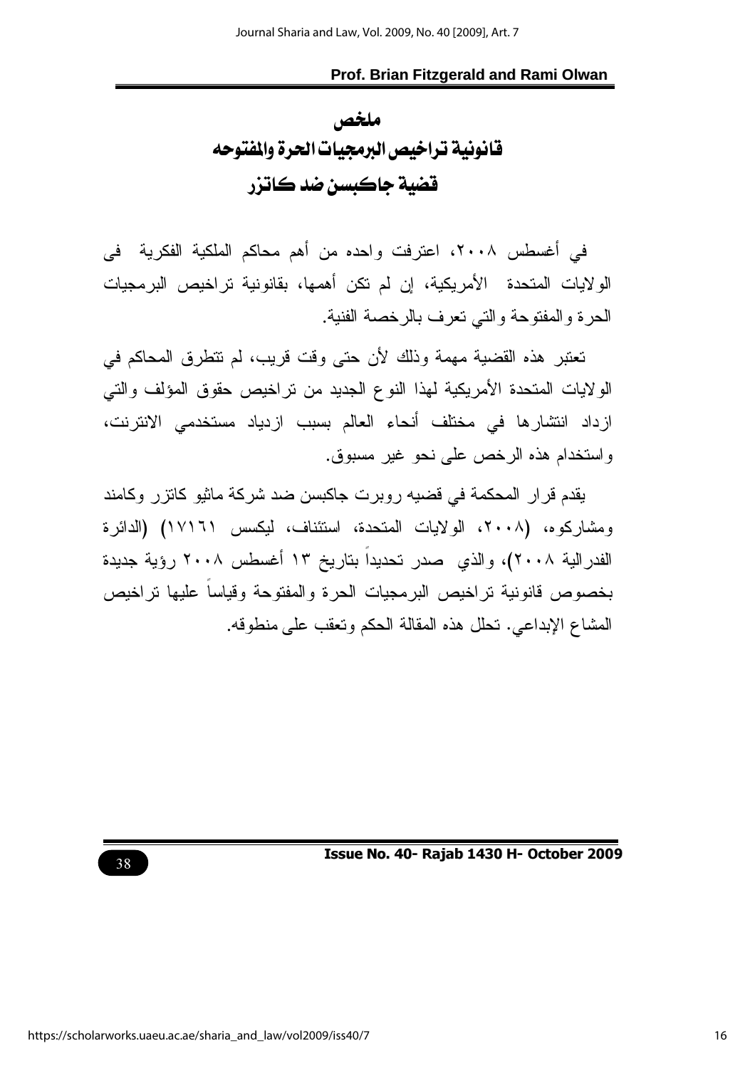# ملخص

## قانونية تراخيص البرمجيات الحرة والمفتوحه

## قضية جاكبسن ضد كاتزر

في أغسطس ٢٠٠٨، اعترفت واحده من أهم محاكم الملكية الفكرية في الولايات المتحدة الأمريكية، إن لم تكن أهمها، بقانونية تراخيص البرمجيات الحرة والمفتوحة والتي تعرف بالرخصة الفنية.

تعتبر هذه القضية مهمة وذلك لأن حتى وقت قريب، لم تتطرق المحاكم في الولايات المتحدة الأمريكية لهذا النوع الجديد من تراخيص حقوق المؤلف والتي ازداد انتشارها في مختلف أنحاء العالم بسبب ازدياد مستخدمي الانترنت، واستخدام هذه الرخص على نحو غير مسبوق.

يقدم قرار المحكمة في قضيه روبرت جاكبسن ضد شركة ماثيو كاتزر وكامند ومشاركوه، (٢٠٠٨، الولايات المتحدة، استئناف، ليكسس ١٧١٦١) (الدائرة الفدرالية ٢٠٠٨)، والذي صدر تحديداً بتاريخ ١٣ أغسطس ٢٠٠٨ رؤية جديدة بخصوص قانونية تراخيص البرمجيات الحرة والمفتوحة وقياساً عليها تراخيص المشاع الإبداعي. تحلل هذه المقالة الحكم وتعقب على منطوقه.